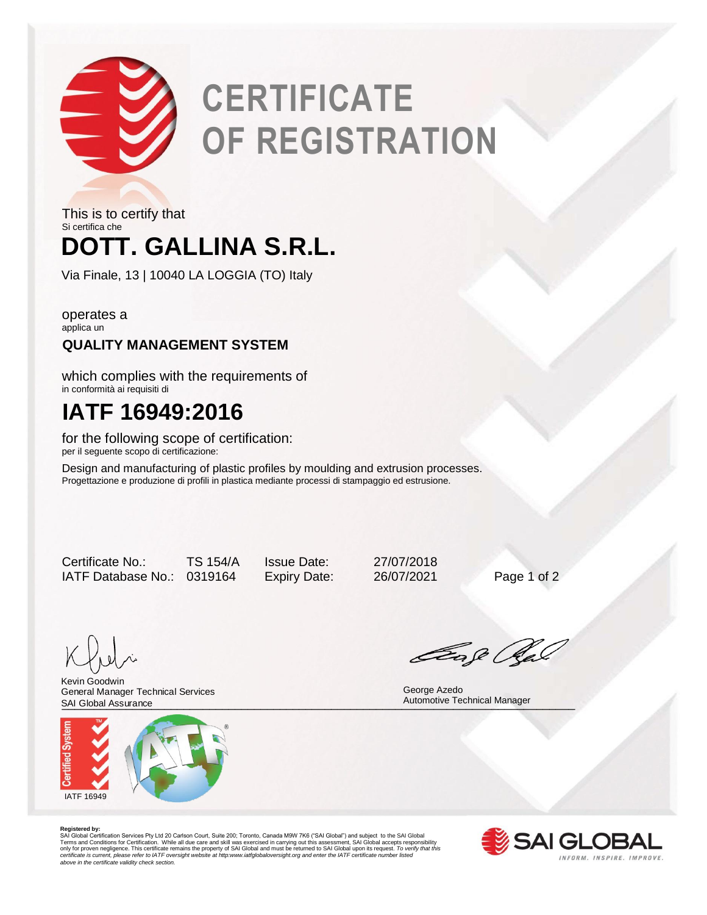# CERTIFICATE OF REGISTRATION

This is to certify that
Si certifica che

## DOTT. GALLINA S.R.L.

Via Finale, 13 | 10040 LA LOGGIA (TO) Italy

operates a
applica un

**QUALITY MANAGEMENT SYSTEM**

which complies with the requirements of
in conformità ai requisiti di

## IATF 16949:2016

for the following scope of certification:
per il seguente scopo di certificazione:

Design and manufacturing of plastic profiles by moulding and extrusion processes.
Progettazione e produzione di profili in plastica mediante processi di stampaggio ed estrusione.

| | | | |
|---|---|---|---|
| Certificate No.: | TS 154/A | Issue Date: | 27/07/2018 |
| IATF Database No.: | 0319164 | Expiry Date: | 26/07/2021 |

Kevin Goodwin
General Manager Technical Services
SAI Global Assurance

George Azedo
Automotive Technical Manager

IATF 16949

**Registered by:**
SAI Global Certification Services Pty Ltd 20 Carlson Court, Suite 200; Toronto, Canada M9W 7K6 ("SAI Global") and subject to the SAI Global Terms and Conditions for Certification. While all due care and skill was exercised in carrying out this assessment, SAI Global accepts responsibility only for proven negligence. This certificate remains the property of SAI Global and must be returned to SAI Global upon its request. *To verify that this certificate is current, please refer to IATF oversight website at http:www.iatfglobaloversight.org and enter the IATF certificate number listed above in the certificate validity check section.*

SAI GLOBAL
INFORM. INSPIRE. IMPROVE.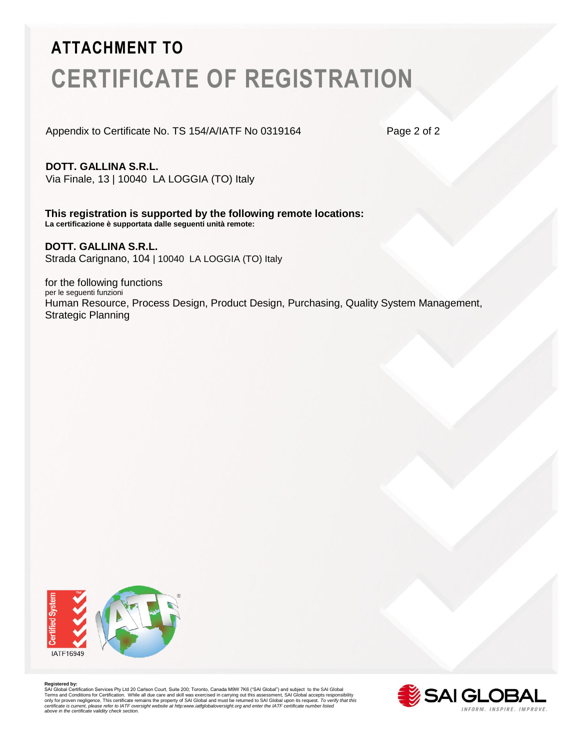# ATTACHMENT TO

# CERTIFICATE OF REGISTRATION

Appendix to Certificate No. TS 154/A/IATF No 0319164

**DOTT. GALLINA S.R.L.**
Via Finale, 13 | 10040 LA LOGGIA (TO) Italy

**This registration is supported by the following remote locations:**
**La certificazione è supportata dalle seguenti unità remote:**

**DOTT. GALLINA S.R.L.**
Strada Carignano, 104 | 10040 LA LOGGIA (TO) Italy

for the following functions
per le seguenti funzioni
Human Resource, Process Design, Product Design, Purchasing, Quality System Management, Strategic Planning

Certified System

IATF16949

**Registered by:**
SAI Global Certification Services Pty Ltd 20 Carlson Court, Suite 200; Toronto, Canada M9W 7K6 ("SAI Global") and subject to the SAI Global Terms and Conditions for Certification. While all due care and skill was exercised in carrying out this assessment, SAI Global accepts responsibility only for proven negligence. This certificate remains the property of SAI Global and must be returned to SAI Global upon its request. *To verify that this certificate is current, please refer to IATF oversight website at http:www.iatfglobaloversight.org and enter the IATF certificate number listed above in the certificate validity check section.*

SAI GLOBAL
INFORM. INSPIRE. IMPROVE.